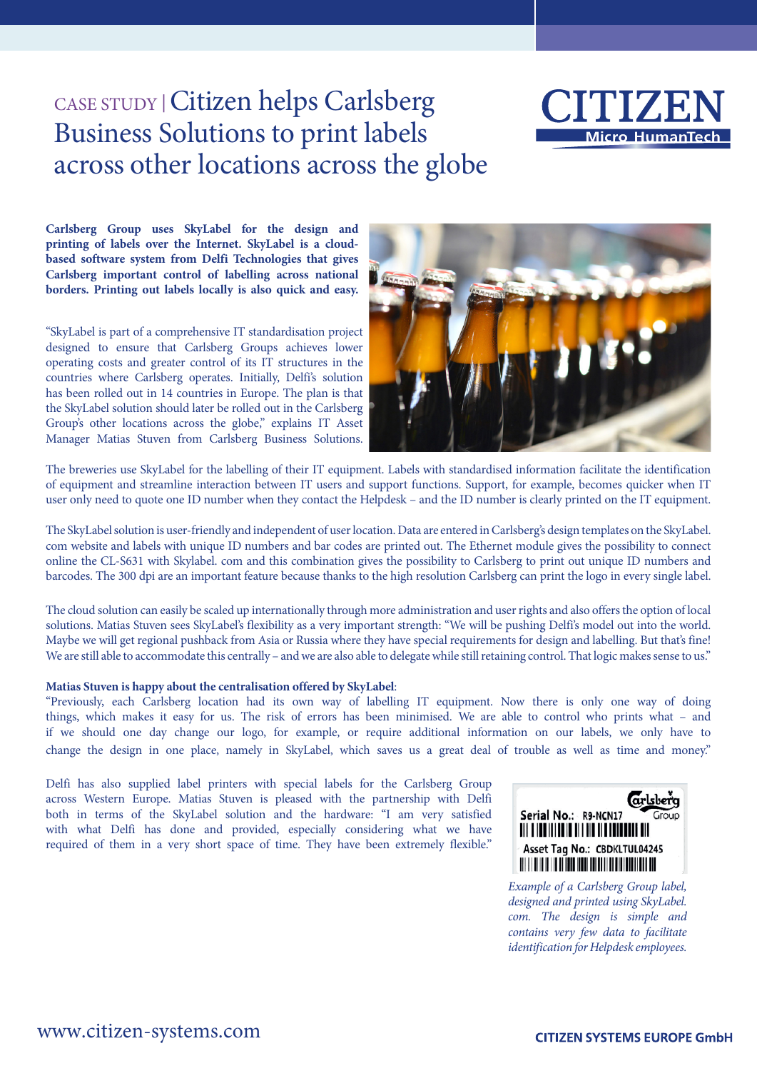# CASE STUDY | Citizen helps Carlsberg Business Solutions to print labels across other locations across the globe

CITIZEN Micro HumanTech

**Carlsberg Group uses SkyLabel for the design and printing of labels over the Internet. SkyLabel is a cloud-based software system from Delfi Technologies that gives Carlsberg important control of labelling across national borders. Printing out labels locally is also quick and easy.**

"SkyLabel is part of a comprehensive IT standardisation project designed to ensure that Carlsberg Groups achieves lower operating costs and greater control of its IT structures in the countries where Carlsberg operates. Initially, Delfi's solution has been rolled out in 14 countries in Europe. The plan is that the SkyLabel solution should later be rolled out in the Carlsberg Group's other locations across the globe," explains IT Asset Manager Matias Stuven from Carlsberg Business Solutions.

The breweries use SkyLabel for the labelling of their IT equipment. Labels with standardised information facilitate the identification of equipment and streamline interaction between IT users and support functions. Support, for example, becomes quicker when IT user only need to quote one ID number when they contact the Helpdesk – and the ID number is clearly printed on the IT equipment.

The SkyLabel solution is user-friendly and independent of user location. Data are entered in Carlsberg's design templates on the SkyLabel.com website and labels with unique ID numbers and bar codes are printed out. The Ethernet module gives the possibility to connect online the CL-S631 with Skylabel. com and this combination gives the possibility to Carlsberg to print out unique ID numbers and barcodes. The 300 dpi are an important feature because thanks to the high resolution Carlsberg can print the logo in every single label.

The cloud solution can easily be scaled up internationally through more administration and user rights and also offers the option of local solutions. Matias Stuven sees SkyLabel's flexibility as a very important strength: "We will be pushing Delfi's model out into the world. Maybe we will get regional pushback from Asia or Russia where they have special requirements for design and labelling. But that's fine! We are still able to accommodate this centrally – and we are also able to delegate while still retaining control. That logic makes sense to us."

**Matias Stuven is happy about the centralisation offered by SkyLabel**:
"Previously, each Carlsberg location had its own way of labelling IT equipment. Now there is only one way of doing things, which makes it easy for us. The risk of errors has been minimised. We are able to control who prints what – and if we should one day change our logo, for example, or require additional information on our labels, we only have to change the design in one place, namely in SkyLabel, which saves us a great deal of trouble as well as time and money."

Delfi has also supplied label printers with special labels for the Carlsberg Group across Western Europe. Matias Stuven is pleased with the partnership with Delfi both in terms of the SkyLabel solution and the hardware: "I am very satisfied with what Delfi has done and provided, especially considering what we have required of them in a very short space of time. They have been extremely flexible."

Serial No.: R9-NCN17
Asset Tag No.: CBDKLTUL04245

*Example of a Carlsberg Group label, designed and printed using SkyLabel.com. The design is simple and contains very few data to facilitate identification for Helpdesk employees.*

www.citizen-systems.com

CITIZEN SYSTEMS EUROPE GmbH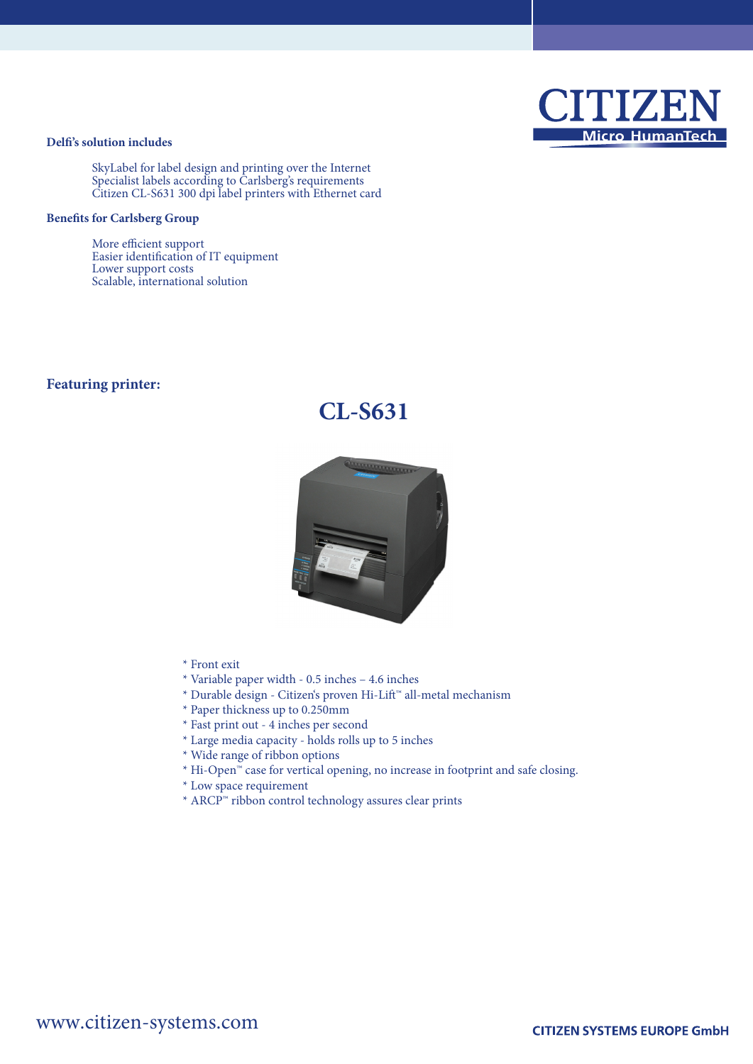### Delfi's solution includes

SkyLabel for label design and printing over the Internet
Specialist labels according to Carlsberg's requirements
Citizen CL-S631 300 dpi label printers with Ethernet card

### Benefits for Carlsberg Group

More efficient support
Easier identification of IT equipment
Lower support costs
Scalable, international solution

## Featuring printer:

## CL-S631

* Front exit
* Variable paper width - 0.5 inches – 4.6 inches
* Durable design - Citizen's proven Hi-Lift™ all-metal mechanism
* Paper thickness up to 0.250mm
* Fast print out - 4 inches per second
* Large media capacity - holds rolls up to 5 inches
* Wide range of ribbon options
* Hi-Open™ case for vertical opening, no increase in footprint and safe closing.
* Low space requirement
* ARCP™ ribbon control technology assures clear prints

www.citizen-systems.com

CITIZEN SYSTEMS EUROPE GmbH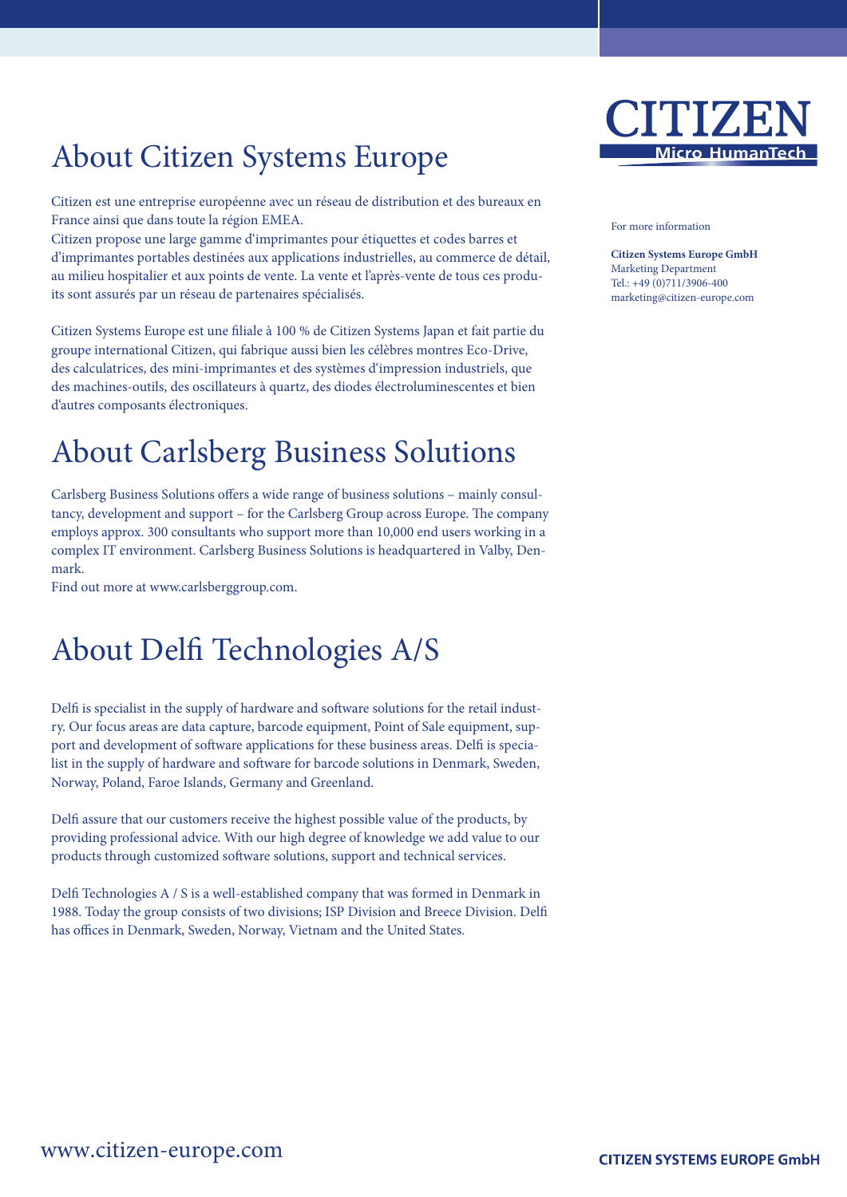# About Citizen Systems Europe

Citizen est une entreprise européenne avec un réseau de distribution et des bureaux en France ainsi que dans toute la région EMEA.
Citizen propose une large gamme d'imprimantes pour étiquettes et codes barres et d'imprimantes portables destinées aux applications industrielles, au commerce de détail, au milieu hospitalier et aux points de vente. La vente et l'après-vente de tous ces produits sont assurés par un réseau de partenaires spécialisés.

Citizen Systems Europe est une filiale à 100 % de Citizen Systems Japan et fait partie du groupe international Citizen, qui fabrique aussi bien les célèbres montres Eco-Drive, des calculatrices, des mini-imprimantes et des systèmes d'impression industriels, que des machines-outils, des oscillateurs à quartz, des diodes électroluminescentes et bien d'autres composants électroniques.

# About Carlsberg Business Solutions

Carlsberg Business Solutions offers a wide range of business solutions – mainly consultancy, development and support – for the Carlsberg Group across Europe. The company employs approx. 300 consultants who support more than 10,000 end users working in a complex IT environment. Carlsberg Business Solutions is headquartered in Valby, Denmark.
Find out more at www.carlsberggroup.com.

# About Delfi Technologies A/S

Delfi is specialist in the supply of hardware and software solutions for the retail industry. Our focus areas are data capture, barcode equipment, Point of Sale equipment, support and development of software applications for these business areas. Delfi is specialist in the supply of hardware and software for barcode solutions in Denmark, Sweden, Norway, Poland, Faroe Islands, Germany and Greenland.

Delfi assure that our customers receive the highest possible value of the products, by providing professional advice. With our high degree of knowledge we add value to our products through customized software solutions, support and technical services.

Delfi Technologies A / S is a well-established company that was formed in Denmark in 1988. Today the group consists of two divisions; ISP Division and Breece Division. Delfi has offices in Denmark, Sweden, Norway, Vietnam and the United States.

CITIZEN
Micro HumanTech

For more information

**Citizen Systems Europe GmbH**
Marketing Department
Tel.: +49 (0)711/3906-400
marketing@citizen-europe.com

www.citizen-europe.com

**CITIZEN SYSTEMS EUROPE GmbH**